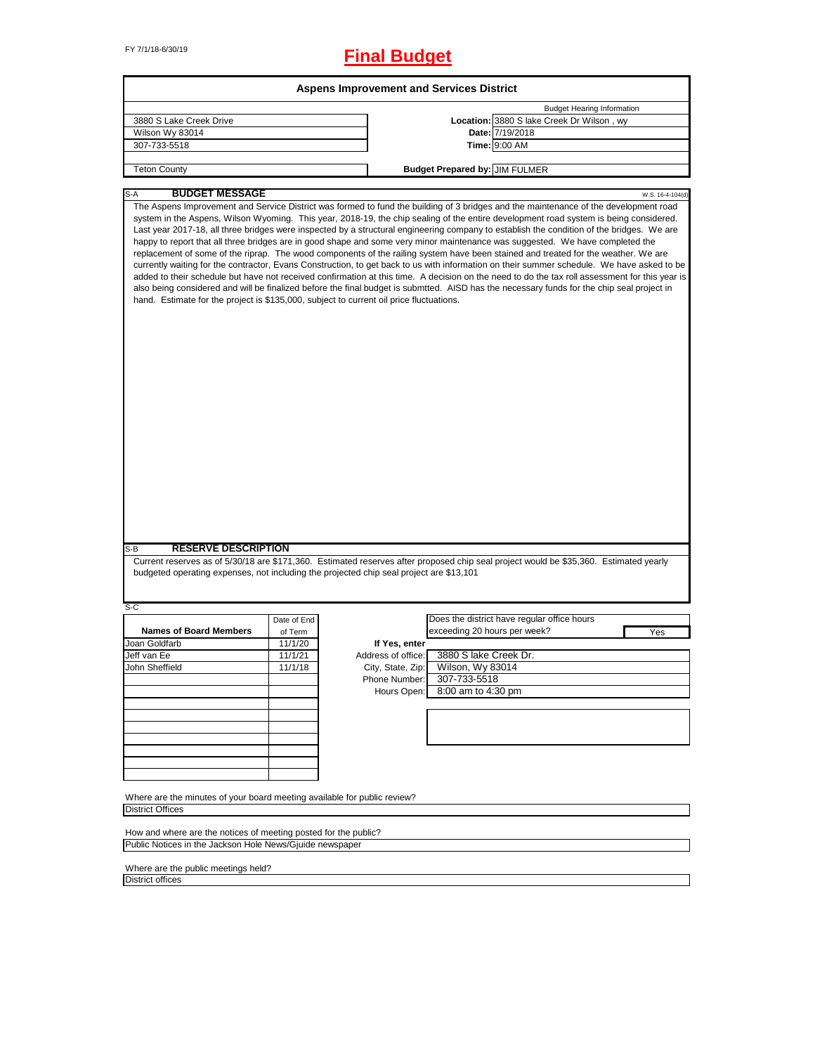FY 7/1/18-6/30/19

# Final Budget

## Aspens Improvement and Services District

| | | Budget Hearing Information |
|---|---|---|
| 3880 S Lake Creek Drive | **Location:** | 3880 S lake Creek Dr Wilson , wy |
| Wilson Wy 83014 | **Date:** | 7/19/2018 |
| 307-733-5518 | **Time:** | 9:00 AM |
| Teton County | **Budget Prepared by:** | JIM FULMER |

### S-A BUDGET MESSAGE

W.S. 16-4-104(d)

The Aspens Improvement and Service District was formed to fund the building of 3 bridges and the maintenance of the development road system in the Aspens, Wilson Wyoming. This year, 2018-19, the chip sealing of the entire development road system is being considered. Last year 2017-18, all three bridges were inspected by a structural engineering company to establish the condition of the bridges. We are happy to report that all three bridges are in good shape and some very minor maintenance was suggested. We have completed the replacement of some of the riprap. The wood components of the railing system have been stained and treated for the weather. We are currently waiting for the contractor, Evans Construction, to get back to us with information on their summer schedule. We have asked to be added to their schedule but have not received confirmation at this time. A decision on the need to do the tax roll assessment for this year is also being considered and will be finalized before the final budget is submtted. AISD has the necessary funds for the chip seal project in hand. Estimate for the project is $135,000, subject to current oil price fluctuations.

### S-B RESERVE DESCRIPTION

Current reserves as of 5/30/18 are $171,360. Estimated reserves after proposed chip seal project would be $35,360. Estimated yearly budgeted operating expenses, not including the projected chip seal project are $13,101

### S-C

| Names of Board Members | Date of End of Term |
|---|---|
| Joan Goldfarb | 11/1/20 |
| Jeff van Ee | 11/1/21 |
| John Sheffield | 11/1/18 |

Does the district have regular office hours exceeding 20 hours per week? **Yes**

**If Yes, enter**

| | |
|---|---|
| Address of office: | 3880 S lake Creek Dr. |
| City, State, Zip: | Wilson, Wy 83014 |
| Phone Number: | 307-733-5518 |
| Hours Open: | 8:00 am to 4:30 pm |

Where are the minutes of your board meeting available for public review?

District Offices

How and where are the notices of meeting posted for the public?

Public Notices in the Jackson Hole News/Gjuide newspaper

Where are the public meetings held?

District offices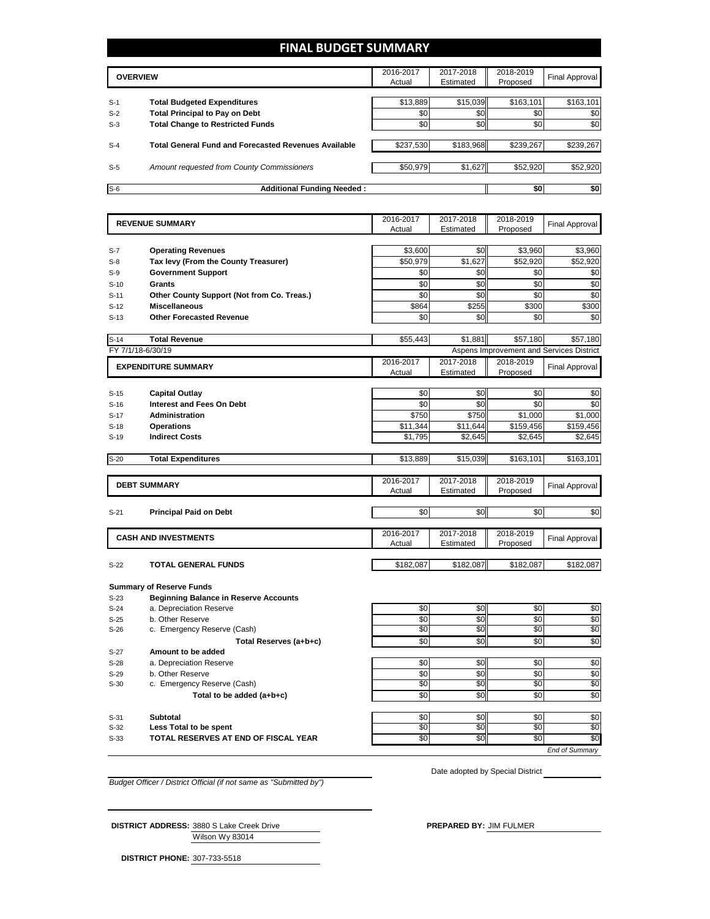# FINAL BUDGET SUMMARY

| | OVERVIEW | 2016-2017 Actual | 2017-2018 Estimated | 2018-2019 Proposed | Final Approval |
|---|---|---|---|---|---|
| S-1 | **Total Budgeted Expenditures** | $13,889 | $15,039 | $163,101 | $163,101 |
| S-2 | **Total Principal to Pay on Debt** | $0 | $0 | $0 | $0 |
| S-3 | **Total Change to Restricted Funds** | $0 | $0 | $0 | $0 |
| S-4 | **Total General Fund and Forecasted Revenues Available** | $237,530 | $183,968 | $239,267 | $239,267 |
| S-5 | *Amount requested from County Commissioners* | $50,979 | $1,627 | $52,920 | $52,920 |
| S-6 | **Additional Funding Needed :** | | | **$0** | **$0** |

| | REVENUE SUMMARY | 2016-2017 Actual | 2017-2018 Estimated | 2018-2019 Proposed | Final Approval |
|---|---|---|---|---|---|
| S-7 | **Operating Revenues** | $3,600 | $0 | $3,960 | $3,960 |
| S-8 | **Tax levy (From the County Treasurer)** | $50,979 | $1,627 | $52,920 | $52,920 |
| S-9 | **Government Support** | $0 | $0 | $0 | $0 |
| S-10 | **Grants** | $0 | $0 | $0 | $0 |
| S-11 | **Other County Support (Not from Co. Treas.)** | $0 | $0 | $0 | $0 |
| S-12 | **Miscellaneous** | $864 | $255 | $300 | $300 |
| S-13 | **Other Forecasted Revenue** | $0 | $0 | $0 | $0 |
| S-14 | **Total Revenue** | $55,443 | $1,881 | $57,180 | $57,180 |

FY 7/1/18-6/30/19 — Aspens Improvement and Services District

| | EXPENDITURE SUMMARY | 2016-2017 Actual | 2017-2018 Estimated | 2018-2019 Proposed | Final Approval |
|---|---|---|---|---|---|
| S-15 | **Capital Outlay** | $0 | $0 | $0 | $0 |
| S-16 | **Interest and Fees On Debt** | $0 | $0 | $0 | $0 |
| S-17 | **Administration** | $750 | $750 | $1,000 | $1,000 |
| S-18 | **Operations** | $11,344 | $11,644 | $159,456 | $159,456 |
| S-19 | **Indirect Costs** | $1,795 | $2,645 | $2,645 | $2,645 |
| S-20 | **Total Expenditures** | $13,889 | $15,039 | $163,101 | $163,101 |

| | DEBT SUMMARY | 2016-2017 Actual | 2017-2018 Estimated | 2018-2019 Proposed | Final Approval |
|---|---|---|---|---|---|
| S-21 | **Principal Paid on Debt** | $0 | $0 | $0 | $0 |

| | CASH AND INVESTMENTS | 2016-2017 Actual | 2017-2018 Estimated | 2018-2019 Proposed | Final Approval |
|---|---|---|---|---|---|
| S-22 | **TOTAL GENERAL FUNDS** | $182,087 | $182,087 | $182,087 | $182,087 |

**Summary of Reserve Funds**

| | | 2016-2017 Actual | 2017-2018 Estimated | 2018-2019 Proposed | Final Approval |
|---|---|---|---|---|---|
| S-23 | **Beginning Balance in Reserve Accounts** | | | | |
| S-24 | a. Depreciation Reserve | $0 | $0 | $0 | $0 |
| S-25 | b. Other Reserve | $0 | $0 | $0 | $0 |
| S-26 | c. Emergency Reserve (Cash) | $0 | $0 | $0 | $0 |
| | **Total Reserves (a+b+c)** | $0 | $0 | $0 | $0 |
| S-27 | **Amount to be added** | | | | |
| S-28 | a. Depreciation Reserve | $0 | $0 | $0 | $0 |
| S-29 | b. Other Reserve | $0 | $0 | $0 | $0 |
| S-30 | c. Emergency Reserve (Cash) | $0 | $0 | $0 | $0 |
| | **Total to be added (a+b+c)** | $0 | $0 | $0 | $0 |
| S-31 | **Subtotal** | $0 | $0 | $0 | $0 |
| S-32 | **Less Total to be spent** | $0 | $0 | $0 | $0 |
| S-33 | **TOTAL RESERVES AT END OF FISCAL YEAR** | $0 | $0 | $0 | $0 |

*End of Summary*

*Budget Officer / District Official (if not same as "Submitted by")*

Date adopted by Special District

**DISTRICT ADDRESS:** 3880 S Lake Creek Drive
Wilson Wy 83014

**PREPARED BY:** JIM FULMER

**DISTRICT PHONE:** 307-733-5518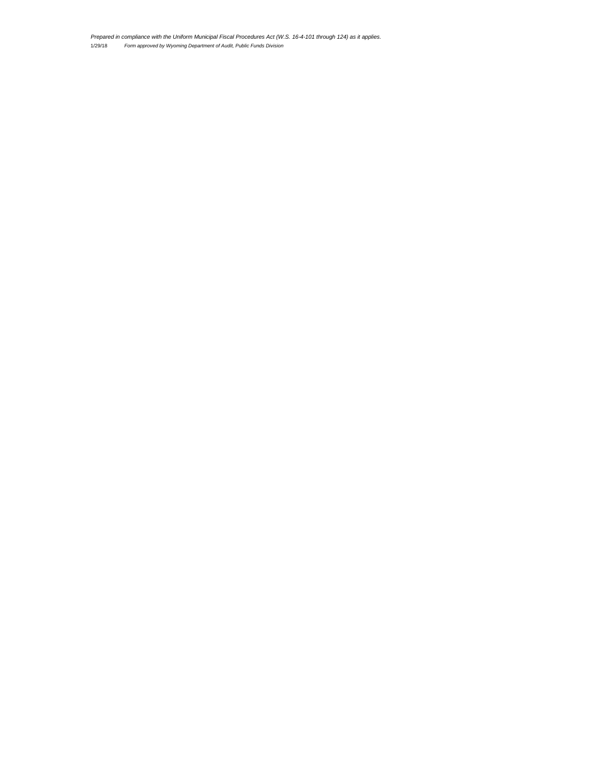*Prepared in compliance with the Uniform Municipal Fiscal Procedures Act (W.S. 16-4-101 through 124) as it applies.*

1/29/18 *Form approved by Wyoming Department of Audit, Public Funds Division*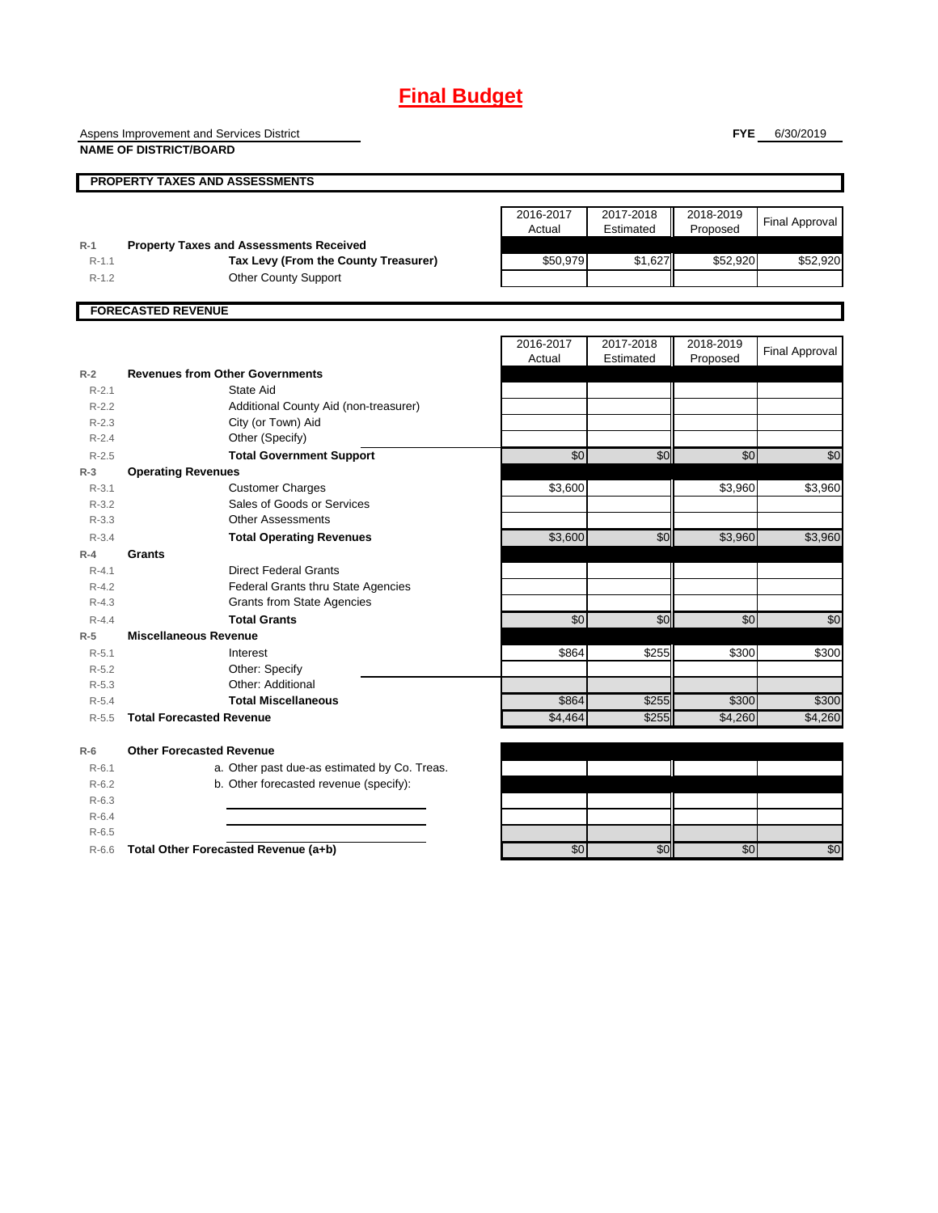# Final Budget

Aspens Improvement and Services District
**NAME OF DISTRICT/BOARD**

**FYE** 6/30/2019

## PROPERTY TAXES AND ASSESSMENTS

| | | 2016-2017 Actual | 2017-2018 Estimated | 2018-2019 Proposed | Final Approval |
|---|---|---|---|---|---|
| **R-1** | **Property Taxes and Assessments Received** | | | | |
| R-1.1 | **Tax Levy (From the County Treasurer)** | $50,979 | $1,627 | $52,920 | $52,920 |
| R-1.2 | Other County Support | | | | |

## FORECASTED REVENUE

| | | 2016-2017 Actual | 2017-2018 Estimated | 2018-2019 Proposed | Final Approval |
|---|---|---|---|---|---|
| **R-2** | **Revenues from Other Governments** | | | | |
| R-2.1 | State Aid | | | | |
| R-2.2 | Additional County Aid (non-treasurer) | | | | |
| R-2.3 | City (or Town) Aid | | | | |
| R-2.4 | Other (Specify) | | | | |
| R-2.5 | **Total Government Support** | $0 | $0 | $0 | $0 |
| **R-3** | **Operating Revenues** | | | | |
| R-3.1 | Customer Charges | $3,600 | | $3,960 | $3,960 |
| R-3.2 | Sales of Goods or Services | | | | |
| R-3.3 | Other Assessments | | | | |
| R-3.4 | **Total Operating Revenues** | $3,600 | $0 | $3,960 | $3,960 |
| **R-4** | **Grants** | | | | |
| R-4.1 | Direct Federal Grants | | | | |
| R-4.2 | Federal Grants thru State Agencies | | | | |
| R-4.3 | Grants from State Agencies | | | | |
| R-4.4 | **Total Grants** | $0 | $0 | $0 | $0 |
| **R-5** | **Miscellaneous Revenue** | | | | |
| R-5.1 | Interest | $864 | $255 | $300 | $300 |
| R-5.2 | Other: Specify | | | | |
| R-5.3 | Other: Additional | | | | |
| R-5.4 | **Total Miscellaneous** | $864 | $255 | $300 | $300 |
| R-5.5 | **Total Forecasted Revenue** | $4,464 | $255 | $4,260 | $4,260 |
| **R-6** | **Other Forecasted Revenue** | | | | |
| R-6.1 | a. Other past due-as estimated by Co. Treas. | | | | |
| R-6.2 | b. Other forecasted revenue (specify): | | | | |
| R-6.3 | | | | | |
| R-6.4 | | | | | |
| R-6.5 | | | | | |
| R-6.6 | **Total Other Forecasted Revenue (a+b)** | $0 | $0 | $0 | $0 |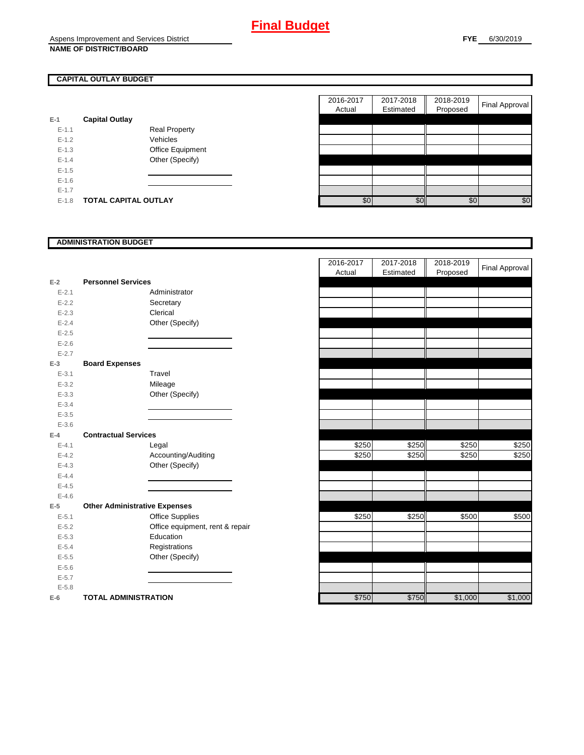# Final Budget

Aspens Improvement and Services District
**NAME OF DISTRICT/BOARD**

**FYE** 6/30/2019

## CAPITAL OUTLAY BUDGET

| | | | 2016-2017 Actual | 2017-2018 Estimated | 2018-2019 Proposed | Final Approval |
|---|---|---|---|---|---|---|
| E-1 | **Capital Outlay** | | | | | |
| E-1.1 | | Real Property | | | | |
| E-1.2 | | Vehicles | | | | |
| E-1.3 | | Office Equipment | | | | |
| E-1.4 | | Other (Specify) | | | | |
| E-1.5 | | | | | | |
| E-1.6 | | | | | | |
| E-1.7 | | | | | | |
| E-1.8 | **TOTAL CAPITAL OUTLAY** | | $0 | $0 | $0 | $0 |

## ADMINISTRATION BUDGET

| | | | 2016-2017 Actual | 2017-2018 Estimated | 2018-2019 Proposed | Final Approval |
|---|---|---|---|---|---|---|
| E-2 | **Personnel Services** | | | | | |
| E-2.1 | | Administrator | | | | |
| E-2.2 | | Secretary | | | | |
| E-2.3 | | Clerical | | | | |
| E-2.4 | | Other (Specify) | | | | |
| E-2.5 | | | | | | |
| E-2.6 | | | | | | |
| E-2.7 | | | | | | |
| E-3 | **Board Expenses** | | | | | |
| E-3.1 | | Travel | | | | |
| E-3.2 | | Mileage | | | | |
| E-3.3 | | Other (Specify) | | | | |
| E-3.4 | | | | | | |
| E-3.5 | | | | | | |
| E-3.6 | | | | | | |
| E-4 | **Contractual Services** | | | | | |
| E-4.1 | | Legal | $250 | $250 | $250 | $250 |
| E-4.2 | | Accounting/Auditing | $250 | $250 | $250 | $250 |
| E-4.3 | | Other (Specify) | | | | |
| E-4.4 | | | | | | |
| E-4.5 | | | | | | |
| E-4.6 | | | | | | |
| E-5 | **Other Administrative Expenses** | | | | | |
| E-5.1 | | Office Supplies | $250 | $250 | $500 | $500 |
| E-5.2 | | Office equipment, rent & repair | | | | |
| E-5.3 | | Education | | | | |
| E-5.4 | | Registrations | | | | |
| E-5.5 | | Other (Specify) | | | | |
| E-5.6 | | | | | | |
| E-5.7 | | | | | | |
| E-5.8 | | | | | | |
| E-6 | **TOTAL ADMINISTRATION** | | $750 | $750 | $1,000 | $1,000 |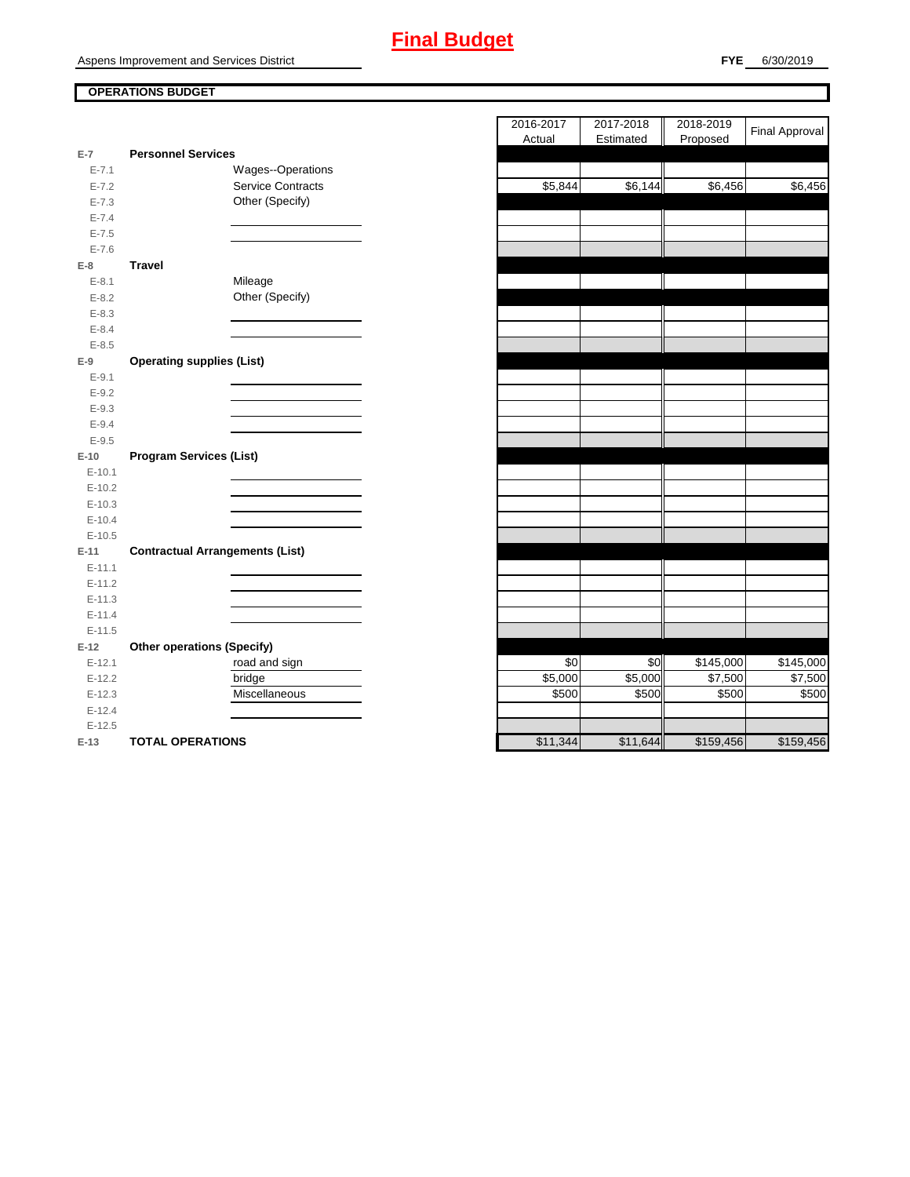# Final Budget

Aspens Improvement and Services District

**FYE** 6/30/2019

**OPERATIONS BUDGET**

| | | | 2016-2017 Actual | 2017-2018 Estimated | 2018-2019 Proposed | Final Approval |
|---|---|---|---|---|---|---|
| E-7 | **Personnel Services** | | | | | |
| E-7.1 | | Wages--Operations | | | | |
| E-7.2 | | Service Contracts | $5,844 | $6,144 | $6,456 | $6,456 |
| E-7.3 | | Other (Specify) | | | | |
| E-7.4 | | | | | | |
| E-7.5 | | | | | | |
| E-7.6 | | | | | | |
| E-8 | **Travel** | | | | | |
| E-8.1 | | Mileage | | | | |
| E-8.2 | | Other (Specify) | | | | |
| E-8.3 | | | | | | |
| E-8.4 | | | | | | |
| E-8.5 | | | | | | |
| E-9 | **Operating supplies (List)** | | | | | |
| E-9.1 | | | | | | |
| E-9.2 | | | | | | |
| E-9.3 | | | | | | |
| E-9.4 | | | | | | |
| E-9.5 | | | | | | |
| E-10 | **Program Services (List)** | | | | | |
| E-10.1 | | | | | | |
| E-10.2 | | | | | | |
| E-10.3 | | | | | | |
| E-10.4 | | | | | | |
| E-10.5 | | | | | | |
| E-11 | **Contractual Arrangements (List)** | | | | | |
| E-11.1 | | | | | | |
| E-11.2 | | | | | | |
| E-11.3 | | | | | | |
| E-11.4 | | | | | | |
| E-11.5 | | | | | | |
| E-12 | **Other operations (Specify)** | | | | | |
| E-12.1 | | road and sign | $0 | $0 | $145,000 | $145,000 |
| E-12.2 | | bridge | $5,000 | $5,000 | $7,500 | $7,500 |
| E-12.3 | | Miscellaneous | $500 | $500 | $500 | $500 |
| E-12.4 | | | | | | |
| E-12.5 | | | | | | |
| E-13 | **TOTAL OPERATIONS** | | $11,344 | $11,644 | $159,456 | $159,456 |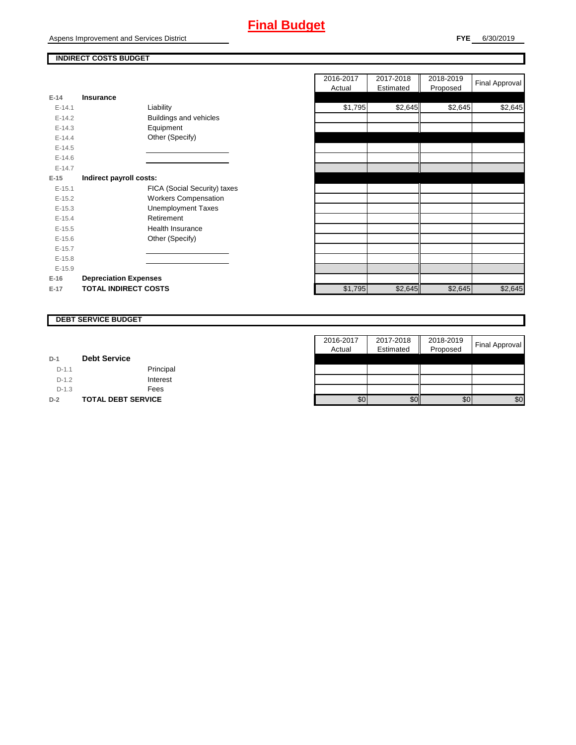# Final Budget

Aspens Improvement and Services District

**FYE** 6/30/2019

## INDIRECT COSTS BUDGET

| | | | 2016-2017 Actual | 2017-2018 Estimated | 2018-2019 Proposed | Final Approval |
|---|---|---|---|---|---|---|
| **E-14** | **Insurance** | | | | | |
| E-14.1 | | Liability | $1,795 | $2,645 | $2,645 | $2,645 |
| E-14.2 | | Buildings and vehicles | | | | |
| E-14.3 | | Equipment | | | | |
| E-14.4 | | Other (Specify) | | | | |
| E-14.5 | | | | | | |
| E-14.6 | | | | | | |
| E-14.7 | | | | | | |
| **E-15** | **Indirect payroll costs:** | | | | | |
| E-15.1 | | FICA (Social Security) taxes | | | | |
| E-15.2 | | Workers Compensation | | | | |
| E-15.3 | | Unemployment Taxes | | | | |
| E-15.4 | | Retirement | | | | |
| E-15.5 | | Health Insurance | | | | |
| E-15.6 | | Other (Specify) | | | | |
| E-15.7 | | | | | | |
| E-15.8 | | | | | | |
| E-15.9 | | | | | | |
| **E-16** | **Depreciation Expenses** | | | | | |
| **E-17** | **TOTAL INDIRECT COSTS** | | $1,795 | $2,645 | $2,645 | $2,645 |

## DEBT SERVICE BUDGET

| | | | 2016-2017 Actual | 2017-2018 Estimated | 2018-2019 Proposed | Final Approval |
|---|---|---|---|---|---|---|
| **D-1** | **Debt Service** | | | | | |
| D-1.1 | | Principal | | | | |
| D-1.2 | | Interest | | | | |
| D-1.3 | | Fees | | | | |
| **D-2** | **TOTAL DEBT SERVICE** | | $0 | $0 | $0 | $0 |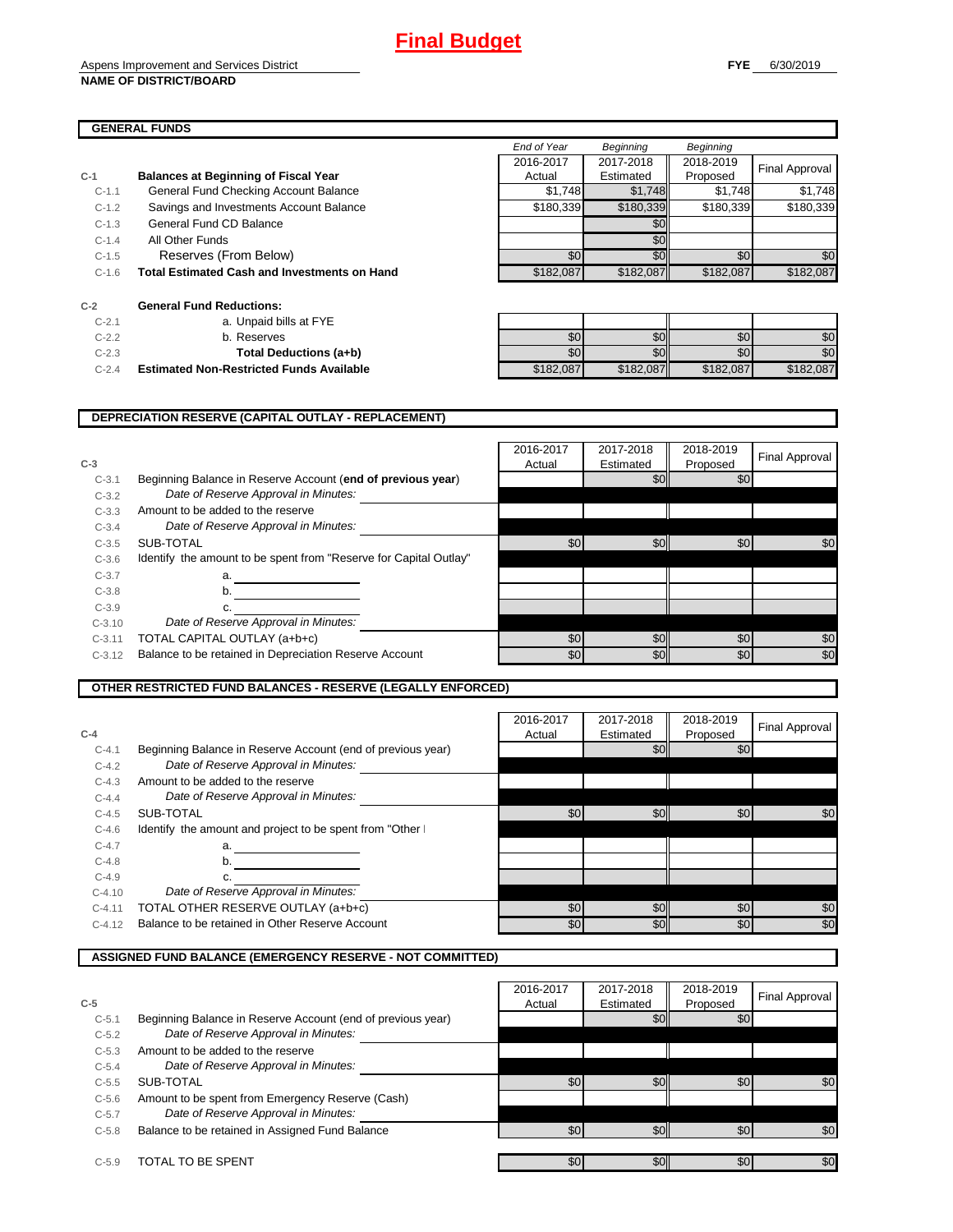# Final Budget

Aspens Improvement and Services District
**NAME OF DISTRICT/BOARD**

**FYE** 6/30/2019

## GENERAL FUNDS

| | | End of Year 2016-2017 Actual | Beginning 2017-2018 Estimated | Beginning 2018-2019 Proposed | Final Approval |
|---|---|---|---|---|---|
| **C-1** | **Balances at Beginning of Fiscal Year** | | | | |
| C-1.1 | General Fund Checking Account Balance | $1,748 | $1,748 | $1,748 | $1,748 |
| C-1.2 | Savings and Investments Account Balance | $180,339 | $180,339 | $180,339 | $180,339 |
| C-1.3 | General Fund CD Balance | | $0 | | |
| C-1.4 | All Other Funds | | $0 | | |
| C-1.5 | Reserves (From Below) | $0 | $0 | $0 | $0 |
| C-1.6 | **Total Estimated Cash and Investments on Hand** | $182,087 | $182,087 | $182,087 | $182,087 |
| **C-2** | **General Fund Reductions:** | | | | |
| C-2.1 | a. Unpaid bills at FYE | | | | |
| C-2.2 | b. Reserves | $0 | $0 | $0 | $0 |
| C-2.3 | **Total Deductions (a+b)** | $0 | $0 | $0 | $0 |
| C-2.4 | **Estimated Non-Restricted Funds Available** | $182,087 | $182,087 | $182,087 | $182,087 |

## DEPRECIATION RESERVE (CAPITAL OUTLAY - REPLACEMENT)

| **C-3** | | 2016-2017 Actual | 2017-2018 Estimated | 2018-2019 Proposed | Final Approval |
|---|---|---|---|---|---|
| C-3.1 | Beginning Balance in Reserve Account (**end of previous year**) | | $0 | $0 | |
| C-3.2 | *Date of Reserve Approval in Minutes:* | | | | |
| C-3.3 | Amount to be added to the reserve | | | | |
| C-3.4 | *Date of Reserve Approval in Minutes:* | | | | |
| C-3.5 | SUB-TOTAL | $0 | $0 | $0 | $0 |
| C-3.6 | Identify the amount to be spent from "Reserve for Capital Outlay" | | | | |
| C-3.7 | a. | | | | |
| C-3.8 | b. | | | | |
| C-3.9 | c. | | | | |
| C-3.10 | *Date of Reserve Approval in Minutes:* | | | | |
| C-3.11 | TOTAL CAPITAL OUTLAY (a+b+c) | $0 | $0 | $0 | $0 |
| C-3.12 | Balance to be retained in Depreciation Reserve Account | $0 | $0 | $0 | $0 |

## OTHER RESTRICTED FUND BALANCES - RESERVE (LEGALLY ENFORCED)

| **C-4** | | 2016-2017 Actual | 2017-2018 Estimated | 2018-2019 Proposed | Final Approval |
|---|---|---|---|---|---|
| C-4.1 | Beginning Balance in Reserve Account (end of previous year) | | $0 | $0 | |
| C-4.2 | *Date of Reserve Approval in Minutes:* | | | | |
| C-4.3 | Amount to be added to the reserve | | | | |
| C-4.4 | *Date of Reserve Approval in Minutes:* | | | | |
| C-4.5 | SUB-TOTAL | $0 | $0 | $0 | $0 |
| C-4.6 | Identify the amount and project to be spent from "Other I | | | | |
| C-4.7 | a. | | | | |
| C-4.8 | b. | | | | |
| C-4.9 | c. | | | | |
| C-4.10 | *Date of Reserve Approval in Minutes:* | | | | |
| C-4.11 | TOTAL OTHER RESERVE OUTLAY (a+b+c) | $0 | $0 | $0 | $0 |
| C-4.12 | Balance to be retained in Other Reserve Account | $0 | $0 | $0 | $0 |

## ASSIGNED FUND BALANCE (EMERGENCY RESERVE - NOT COMMITTED)

| **C-5** | | 2016-2017 Actual | 2017-2018 Estimated | 2018-2019 Proposed | Final Approval |
|---|---|---|---|---|---|
| C-5.1 | Beginning Balance in Reserve Account (end of previous year) | | $0 | $0 | |
| C-5.2 | *Date of Reserve Approval in Minutes:* | | | | |
| C-5.3 | Amount to be added to the reserve | | | | |
| C-5.4 | *Date of Reserve Approval in Minutes:* | | | | |
| C-5.5 | SUB-TOTAL | $0 | $0 | $0 | $0 |
| C-5.6 | Amount to be spent from Emergency Reserve (Cash) | | | | |
| C-5.7 | *Date of Reserve Approval in Minutes:* | | | | |
| C-5.8 | Balance to be retained in Assigned Fund Balance | $0 | $0 | $0 | $0 |
| C-5.9 | TOTAL TO BE SPENT | $0 | $0 | $0 | $0 |